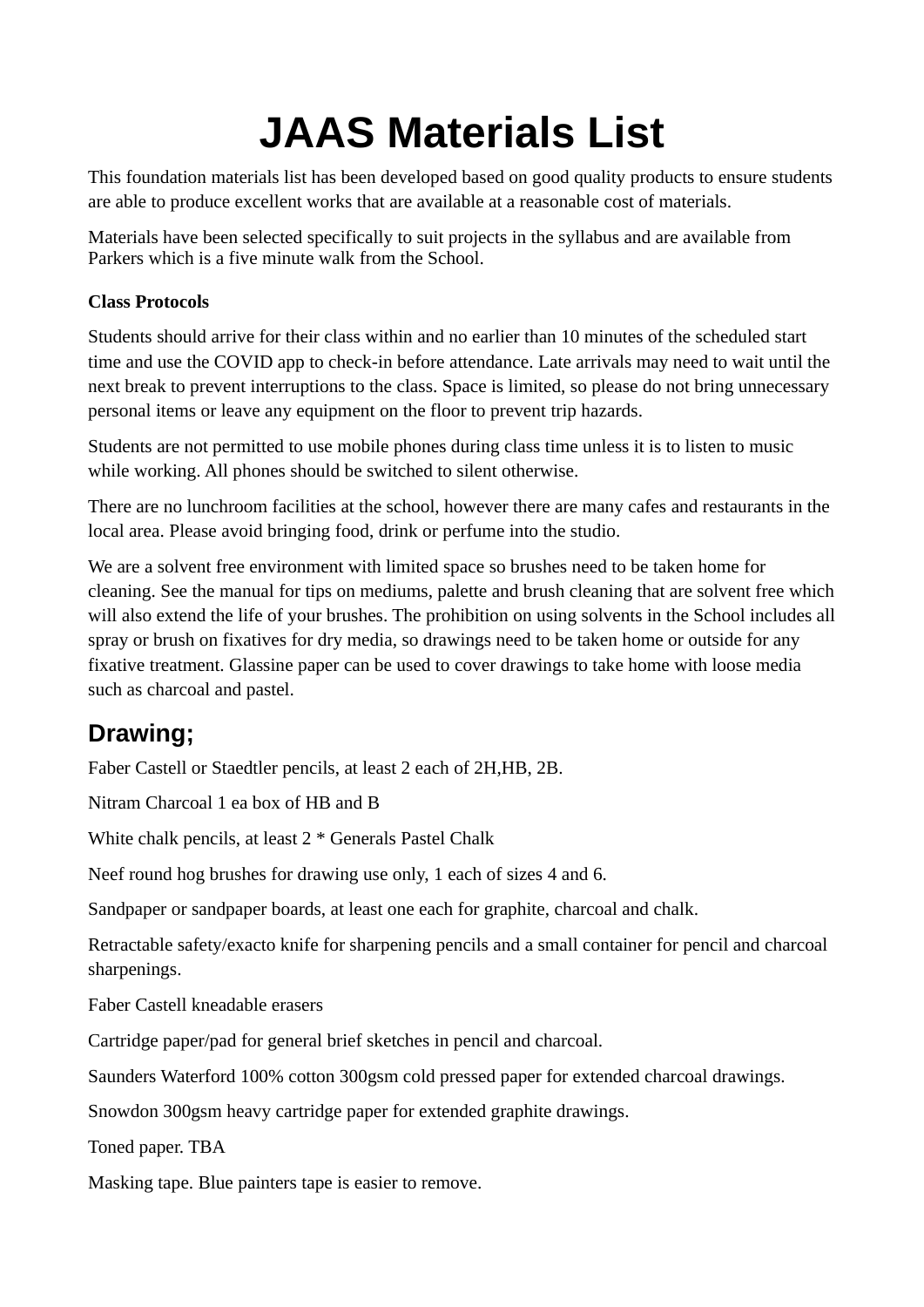# JAAS Materials List

This foundation materials list has been developed based on good quality products to ensure students are able to produce excellent works that are available at a reasonable cost of materials.

Materials have been selected specifically to suit projects in the syllabus and are available from Parkers which is a five minute walk from the School.

**Class Protocols**

Students should arrive for their class within and no earlier than 10 minutes of the scheduled start time and use the COVID app to check-in before attendance. Late arrivals may need to wait until the next break to prevent interruptions to the class. Space is limited, so please do not bring unnecessary personal items or leave any equipment on the floor to prevent trip hazards.

Students are not permitted to use mobile phones during class time unless it is to listen to music while working. All phones should be switched to silent otherwise.

There are no lunchroom facilities at the school, however there are many cafes and restaurants in the local area. Please avoid bringing food, drink or perfume into the studio.

We are a solvent free environment with limited space so brushes need to be taken home for cleaning. See the manual for tips on mediums, palette and brush cleaning that are solvent free which will also extend the life of your brushes. The prohibition on using solvents in the School includes all spray or brush on fixatives for dry media, so drawings need to be taken home or outside for any fixative treatment. Glassine paper can be used to cover drawings to take home with loose media such as charcoal and pastel.

## Drawing;

Faber Castell or Staedtler pencils, at least 2 each of 2H,HB, 2B.

Nitram Charcoal 1 ea box of HB and B

White chalk pencils, at least 2 * Generals Pastel Chalk

Neef round hog brushes for drawing use only, 1 each of sizes 4 and 6.

Sandpaper or sandpaper boards, at least one each for graphite, charcoal and chalk.

Retractable safety/exacto knife for sharpening pencils and a small container for pencil and charcoal sharpenings.

Faber Castell kneadable erasers

Cartridge paper/pad for general brief sketches in pencil and charcoal.

Saunders Waterford 100% cotton 300gsm cold pressed paper for extended charcoal drawings.

Snowdon 300gsm heavy cartridge paper for extended graphite drawings.

Toned paper. TBA

Masking tape. Blue painters tape is easier to remove.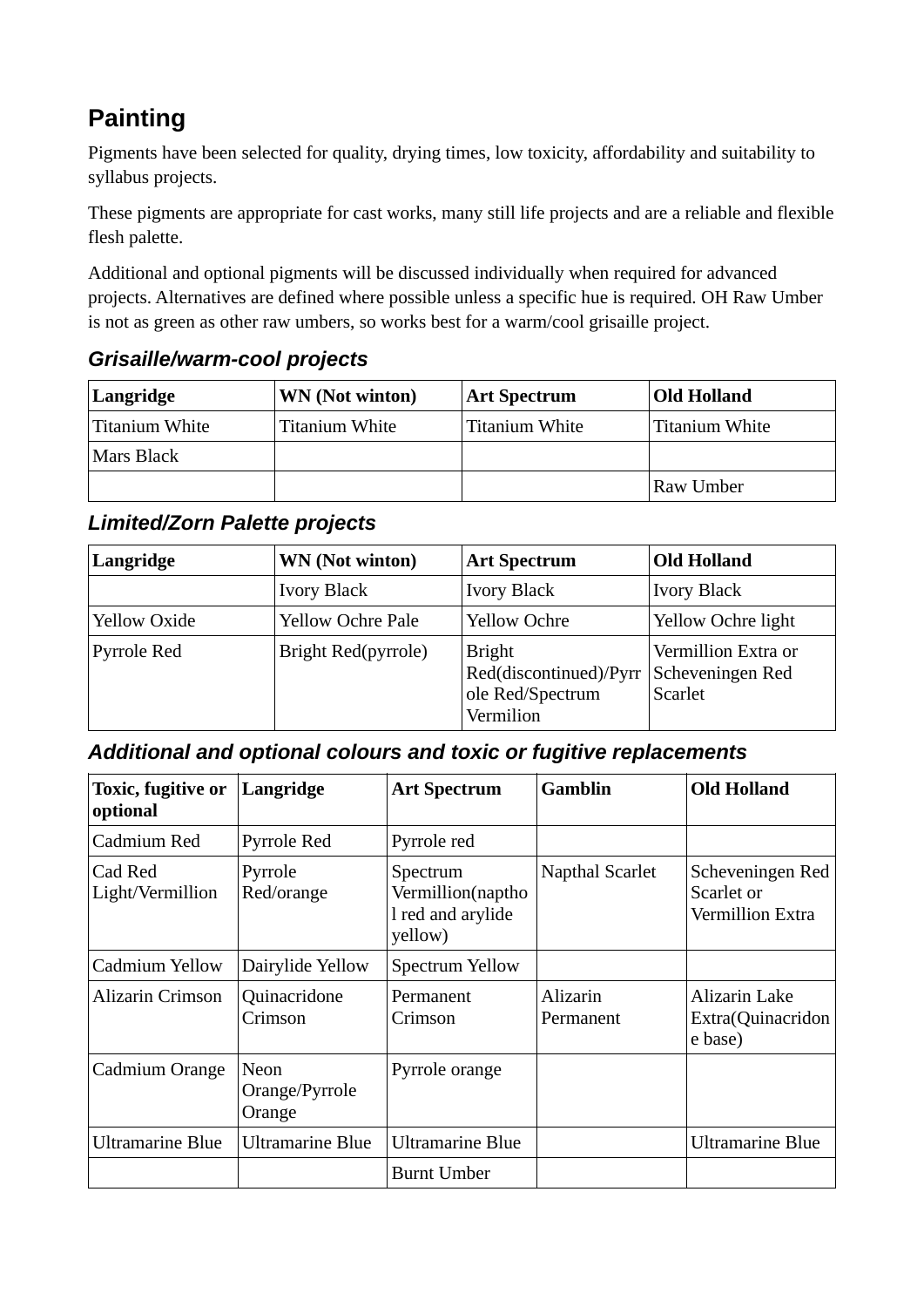# Painting

Pigments have been selected for quality, drying times, low toxicity, affordability and suitability to syllabus projects.

These pigments are appropriate for cast works, many still life projects and are a reliable and flexible flesh palette.

Additional and optional pigments will be discussed individually when required for advanced projects. Alternatives are defined where possible unless a specific hue is required. OH Raw Umber is not as green as other raw umbers, so works best for a warm/cool grisaille project.

### *Grisaille/warm-cool projects*

| Langridge | WN (Not winton) | Art Spectrum | Old Holland |
|---|---|---|---|
| Titanium White | Titanium White | Titanium White | Titanium White |
| Mars Black | | | |
| | | | Raw Umber |

### *Limited/Zorn Palette projects*

| Langridge | WN (Not winton) | Art Spectrum | Old Holland |
|---|---|---|---|
| | Ivory Black | Ivory Black | Ivory Black |
| Yellow Oxide | Yellow Ochre Pale | Yellow Ochre | Yellow Ochre light |
| Pyrrole Red | Bright Red(pyrrole) | Bright Red(discontinued)/Pyrrole Red/Spectrum Vermilion | Vermillion Extra or Scheveningen Red Scarlet |

### *Additional and optional colours and toxic or fugitive replacements*

| Toxic, fugitive or optional | Langridge | Art Spectrum | Gamblin | Old Holland |
|---|---|---|---|---|
| Cadmium Red | Pyrrole Red | Pyrrole red | | |
| Cad Red Light/Vermillion | Pyrrole Red/orange | Spectrum Vermillion(napthol red and arylide yellow) | Napthal Scarlet | Scheveningen Red Scarlet or Vermillion Extra |
| Cadmium Yellow | Dairylide Yellow | Spectrum Yellow | | |
| Alizarin Crimson | Quinacridone Crimson | Permanent Crimson | Alizarin Permanent | Alizarin Lake Extra(Quinacridone base) |
| Cadmium Orange | Neon Orange/Pyrrole Orange | Pyrrole orange | | |
| Ultramarine Blue | Ultramarine Blue | Ultramarine Blue | | Ultramarine Blue |
| | | Burnt Umber | | |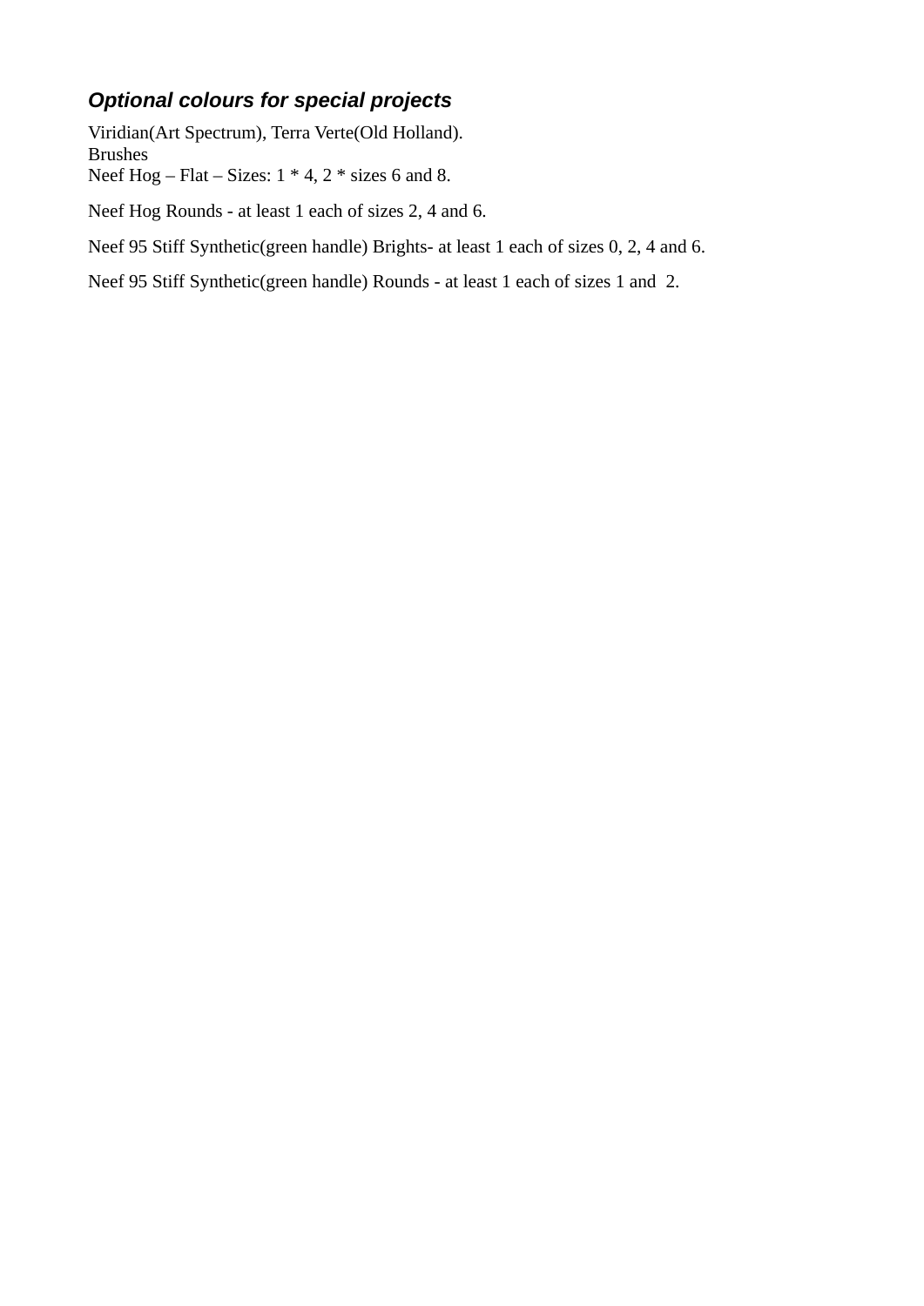### ***Optional colours for special projects***

Viridian(Art Spectrum), Terra Verte(Old Holland).
Brushes
Neef Hog – Flat – Sizes: 1 * 4, 2 * sizes 6 and 8.

Neef Hog Rounds - at least 1 each of sizes 2, 4 and 6.

Neef 95 Stiff Synthetic(green handle) Brights- at least 1 each of sizes 0, 2, 4 and 6.

Neef 95 Stiff Synthetic(green handle) Rounds - at least 1 each of sizes 1 and 2.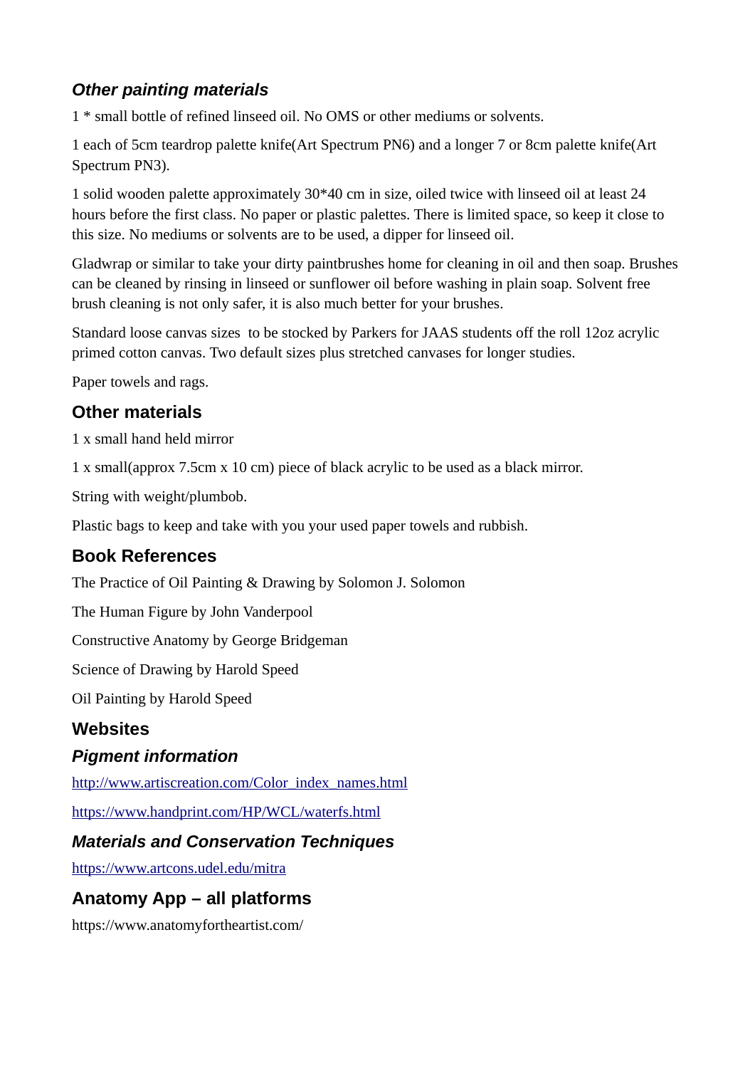### *Other painting materials*

1 * small bottle of refined linseed oil. No OMS or other mediums or solvents.

1 each of 5cm teardrop palette knife(Art Spectrum PN6) and a longer 7 or 8cm palette knife(Art Spectrum PN3).

1 solid wooden palette approximately 30*40 cm in size, oiled twice with linseed oil at least 24 hours before the first class. No paper or plastic palettes. There is limited space, so keep it close to this size. No mediums or solvents are to be used, a dipper for linseed oil.

Gladwrap or similar to take your dirty paintbrushes home for cleaning in oil and then soap. Brushes can be cleaned by rinsing in linseed or sunflower oil before washing in plain soap. Solvent free brush cleaning is not only safer, it is also much better for your brushes.

Standard loose canvas sizes  to be stocked by Parkers for JAAS students off the roll 12oz acrylic primed cotton canvas. Two default sizes plus stretched canvases for longer studies.

Paper towels and rags.

## Other materials

1 x small hand held mirror

1 x small(approx 7.5cm x 10 cm) piece of black acrylic to be used as a black mirror.

String with weight/plumbob.

Plastic bags to keep and take with you your used paper towels and rubbish.

## Book References

The Practice of Oil Painting & Drawing by Solomon J. Solomon

The Human Figure by John Vanderpool

Constructive Anatomy by George Bridgeman

Science of Drawing by Harold Speed

Oil Painting by Harold Speed

## Websites

### *Pigment information*

http://www.artiscreation.com/Color_index_names.html

https://www.handprint.com/HP/WCL/waterfs.html

### *Materials and Conservation Techniques*

https://www.artcons.udel.edu/mitra

## Anatomy App – all platforms

https://www.anatomyfortheartist.com/